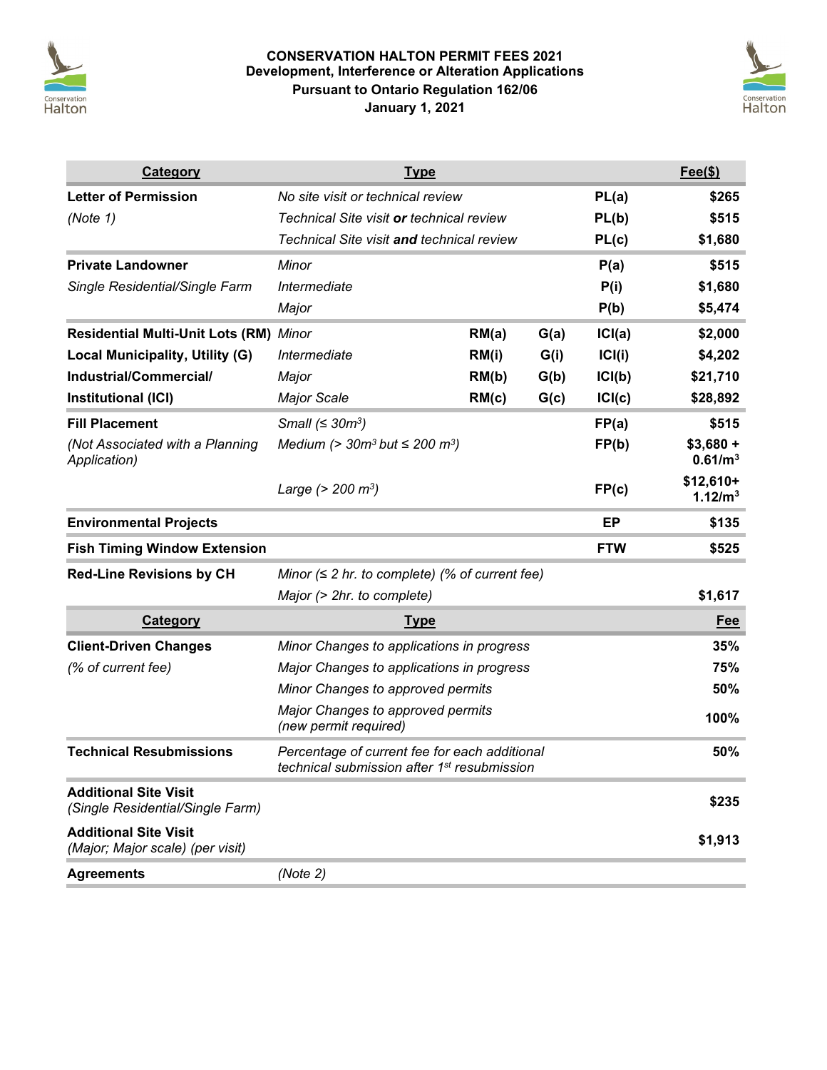# CONSERVATION HALTON PERMIT FEES 2021
## Development, Interference or Alteration Applications
## Pursuant to Ontario Regulation 162/06
## January 1, 2021

| Category | Type | | | | Fee($) |
|---|---|---|---|---|---|
| **Letter of Permission** | *No site visit or technical review* | | | **PL(a)** | **$265** |
| *(Note 1)* | *Technical Site visit **or** technical review* | | | **PL(b)** | **$515** |
| | *Technical Site visit **and** technical review* | | | **PL(c)** | **$1,680** |
| **Private Landowner** | *Minor* | | | **P(a)** | **$515** |
| *Single Residential/Single Farm* | *Intermediate* | | | **P(i)** | **$1,680** |
| | *Major* | | | **P(b)** | **$5,474** |
| **Residential Multi-Unit Lots (RM)** | *Minor* | **RM(a)** | **G(a)** | **ICI(a)** | **$2,000** |
| **Local Municipality, Utility (G)** | *Intermediate* | **RM(i)** | **G(i)** | **ICI(i)** | **$4,202** |
| **Industrial/Commercial/** | *Major* | **RM(b)** | **G(b)** | **ICI(b)** | **$21,710** |
| **Institutional (ICI)** | *Major Scale* | **RM(c)** | **G(c)** | **ICI(c)** | **$28,892** |
| **Fill Placement** | *Small (≤ $30m^3$)* | | | **FP(a)** | **$515** |
| *(Not Associated with a Planning Application)* | *Medium (> $30m^3$ but ≤ $200\ m^3$)* | | | **FP(b)** | **$3,680 + $0.61/m^3$** |
| | *Large (> $200\ m^3$)* | | | **FP(c)** | **$12,610+ $1.12/m^3$** |
| **Environmental Projects** | | | | **EP** | **$135** |
| **Fish Timing Window Extension** | | | | **FTW** | **$525** |
| **Red-Line Revisions by CH** | *Minor (≤ 2 hr. to complete) (% of current fee)* | | | | |
| | *Major (> 2hr. to complete)* | | | | **$1,617** |

| Category | Type | Fee |
|---|---|---|
| **Client-Driven Changes** | *Minor Changes to applications in progress* | **35%** |
| *(% of current fee)* | *Major Changes to applications in progress* | **75%** |
| | *Minor Changes to approved permits* | **50%** |
| | *Major Changes to approved permits (new permit required)* | **100%** |
| **Technical Resubmissions** | *Percentage of current fee for each additional technical submission after 1st resubmission* | **50%** |
| **Additional Site Visit** *(Single Residential/Single Farm)* | | **$235** |
| **Additional Site Visit** *(Major; Major scale) (per visit)* | | **$1,913** |
| **Agreements** | *(Note 2)* | |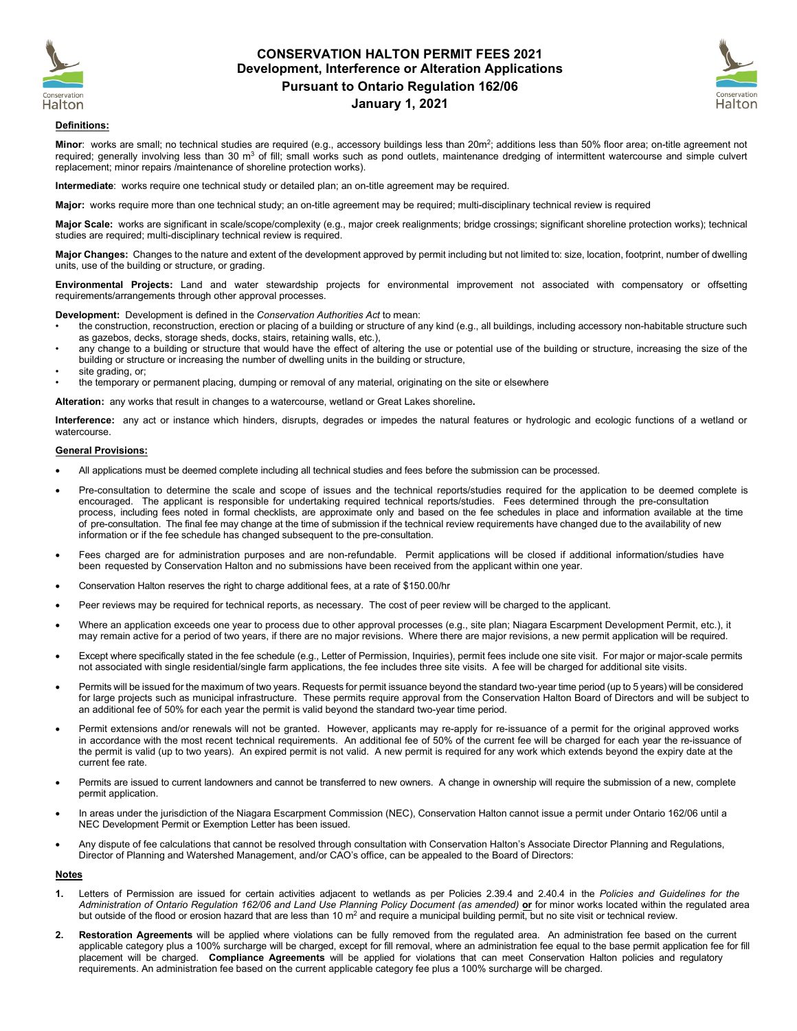# CONSERVATION HALTON PERMIT FEES 2021
## Development, Interference or Alteration Applications
## Pursuant to Ontario Regulation 162/06
## January 1, 2021

### Definitions:

**Minor**: works are small; no technical studies are required (e.g., accessory buildings less than 20m$^2$; additions less than 50% floor area; on-title agreement not required; generally involving less than 30 m$^3$ of fill; small works such as pond outlets, maintenance dredging of intermittent watercourse and simple culvert replacement; minor repairs /maintenance of shoreline protection works).

**Intermediate**: works require one technical study or detailed plan; an on-title agreement may be required.

**Major:** works require more than one technical study; an on-title agreement may be required; multi-disciplinary technical review is required

**Major Scale:** works are significant in scale/scope/complexity (e.g., major creek realignments; bridge crossings; significant shoreline protection works); technical studies are required; multi-disciplinary technical review is required.

**Major Changes:** Changes to the nature and extent of the development approved by permit including but not limited to: size, location, footprint, number of dwelling units, use of the building or structure, or grading.

**Environmental Projects:** Land and water stewardship projects for environmental improvement not associated with compensatory or offsetting requirements/arrangements through other approval processes.

**Development:** Development is defined in the *Conservation Authorities Act* to mean:

- the construction, reconstruction, erection or placing of a building or structure of any kind (e.g., all buildings, including accessory non-habitable structure such as gazebos, decks, storage sheds, docks, stairs, retaining walls, etc.),
- any change to a building or structure that would have the effect of altering the use or potential use of the building or structure, increasing the size of the building or structure or increasing the number of dwelling units in the building or structure,
- site grading, or;
- the temporary or permanent placing, dumping or removal of any material, originating on the site or elsewhere

**Alteration:** any works that result in changes to a watercourse, wetland or Great Lakes shoreline**.**

**Interference:** any act or instance which hinders, disrupts, degrades or impedes the natural features or hydrologic and ecologic functions of a wetland or watercourse.

### General Provisions:

- All applications must be deemed complete including all technical studies and fees before the submission can be processed.
- Pre-consultation to determine the scale and scope of issues and the technical reports/studies required for the application to be deemed complete is encouraged. The applicant is responsible for undertaking required technical reports/studies. Fees determined through the pre-consultation process, including fees noted in formal checklists, are approximate only and based on the fee schedules in place and information available at the time of pre-consultation. The final fee may change at the time of submission if the technical review requirements have changed due to the availability of new information or if the fee schedule has changed subsequent to the pre-consultation.
- Fees charged are for administration purposes and are non-refundable. Permit applications will be closed if additional information/studies have been requested by Conservation Halton and no submissions have been received from the applicant within one year.
- Conservation Halton reserves the right to charge additional fees, at a rate of $150.00/hr
- Peer reviews may be required for technical reports, as necessary. The cost of peer review will be charged to the applicant.
- Where an application exceeds one year to process due to other approval processes (e.g., site plan; Niagara Escarpment Development Permit, etc.), it may remain active for a period of two years, if there are no major revisions. Where there are major revisions, a new permit application will be required.
- Except where specifically stated in the fee schedule (e.g., Letter of Permission, Inquiries), permit fees include one site visit. For major or major-scale permits not associated with single residential/single farm applications, the fee includes three site visits. A fee will be charged for additional site visits.
- Permits will be issued for the maximum of two years. Requests for permit issuance beyond the standard two-year time period (up to 5 years) will be considered for large projects such as municipal infrastructure. These permits require approval from the Conservation Halton Board of Directors and will be subject to an additional fee of 50% for each year the permit is valid beyond the standard two-year time period.
- Permit extensions and/or renewals will not be granted. However, applicants may re-apply for re-issuance of a permit for the original approved works in accordance with the most recent technical requirements. An additional fee of 50% of the current fee will be charged for each year the re-issuance of the permit is valid (up to two years). An expired permit is not valid. A new permit is required for any work which extends beyond the expiry date at the current fee rate.
- Permits are issued to current landowners and cannot be transferred to new owners. A change in ownership will require the submission of a new, complete permit application.
- In areas under the jurisdiction of the Niagara Escarpment Commission (NEC), Conservation Halton cannot issue a permit under Ontario 162/06 until a NEC Development Permit or Exemption Letter has been issued.
- Any dispute of fee calculations that cannot be resolved through consultation with Conservation Halton's Associate Director Planning and Regulations, Director of Planning and Watershed Management, and/or CAO's office, can be appealed to the Board of Directors:

### Notes

1. Letters of Permission are issued for certain activities adjacent to wetlands as per Policies 2.39.4 and 2.40.4 in the *Policies and Guidelines for the Administration of Ontario Regulation 162/06 and Land Use Planning Policy Document (as amended)* **or** for minor works located within the regulated area but outside of the flood or erosion hazard that are less than 10 m$^2$ and require a municipal building permit, but no site visit or technical review.
2. **Restoration Agreements** will be applied where violations can be fully removed from the regulated area. An administration fee based on the current applicable category plus a 100% surcharge will be charged, except for fill removal, where an administration fee equal to the base permit application fee for fill placement will be charged. **Compliance Agreements** will be applied for violations that can meet Conservation Halton policies and regulatory requirements. An administration fee based on the current applicable category fee plus a 100% surcharge will be charged.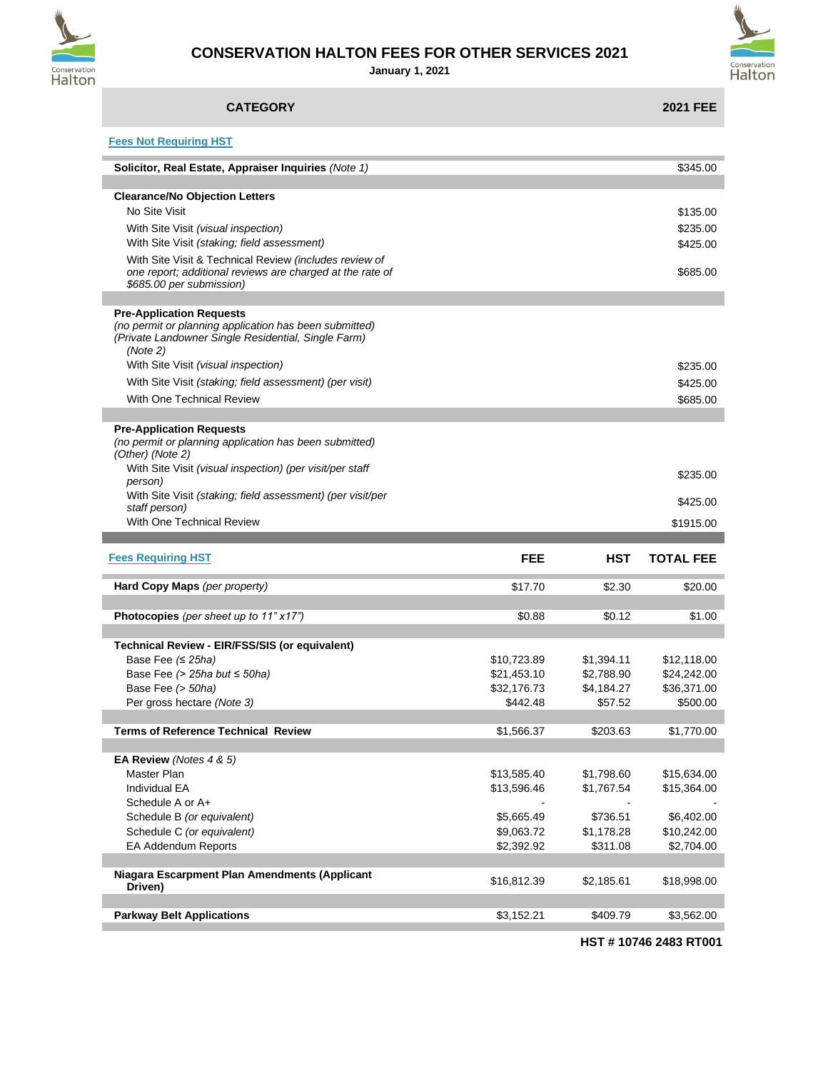# CONSERVATION HALTON FEES FOR OTHER SERVICES 2021

**January 1, 2021**

| CATEGORY | 2021 FEE |
|---|---|
| **Fees Not Requiring HST** | |
| **Solicitor, Real Estate, Appraiser Inquiries** *(Note 1)* | $345.00 |
| **Clearance/No Objection Letters** | |
| No Site Visit | $135.00 |
| With Site Visit *(visual inspection)* | $235.00 |
| With Site Visit *(staking; field assessment)* | $425.00 |
| With Site Visit & Technical Review *(includes review of one report; additional reviews are charged at the rate of $685.00 per submission)* | $685.00 |
| **Pre-Application Requests** *(no permit or planning application has been submitted) (Private Landowner Single Residential, Single Farm) (Note 2)* | |
| With Site Visit *(visual inspection)* | $235.00 |
| With Site Visit *(staking; field assessment) (per visit)* | $425.00 |
| With One Technical Review | $685.00 |
| **Pre-Application Requests** *(no permit or planning application has been submitted) (Other) (Note 2)* | |
| With Site Visit *(visual inspection) (per visit/per staff person)* | $235.00 |
| With Site Visit *(staking; field assessment) (per visit/per staff person)* | $425.00 |
| With One Technical Review | $1915.00 |

| Fees Requiring HST | FEE | HST | TOTAL FEE |
|---|---|---|---|
| **Hard Copy Maps** *(per property)* | $17.70 | $2.30 | $20.00 |
| **Photocopies** *(per sheet up to 11" x17")* | $0.88 | $0.12 | $1.00 |
| **Technical Review - EIR/FSS/SIS (or equivalent)** | | | |
| Base Fee *(≤ 25ha)* | $10,723.89 | $1,394.11 | $12,118.00 |
| Base Fee *(> 25ha but ≤ 50ha)* | $21,453.10 | $2,788.90 | $24,242.00 |
| Base Fee *(> 50ha)* | $32,176.73 | $4,184.27 | $36,371.00 |
| Per gross hectare *(Note 3)* | $442.48 | $57.52 | $500.00 |
| **Terms of Reference Technical Review** | $1,566.37 | $203.63 | $1,770.00 |
| **EA Review** *(Notes 4 & 5)* | | | |
| Master Plan | $13,585.40 | $1,798.60 | $15,634.00 |
| Individual EA | $13,596.46 | $1,767.54 | $15,364.00 |
| Schedule A or A+ | - | - | - |
| Schedule B *(or equivalent)* | $5,665.49 | $736.51 | $6,402.00 |
| Schedule C *(or equivalent)* | $9,063.72 | $1,178.28 | $10,242.00 |
| EA Addendum Reports | $2,392.92 | $311.08 | $2,704.00 |
| **Niagara Escarpment Plan Amendments (Applicant Driven)** | $16,812.39 | $2,185.61 | $18,998.00 |
| **Parkway Belt Applications** | $3,152.21 | $409.79 | $3,562.00 |

**HST # 10746 2483 RT001**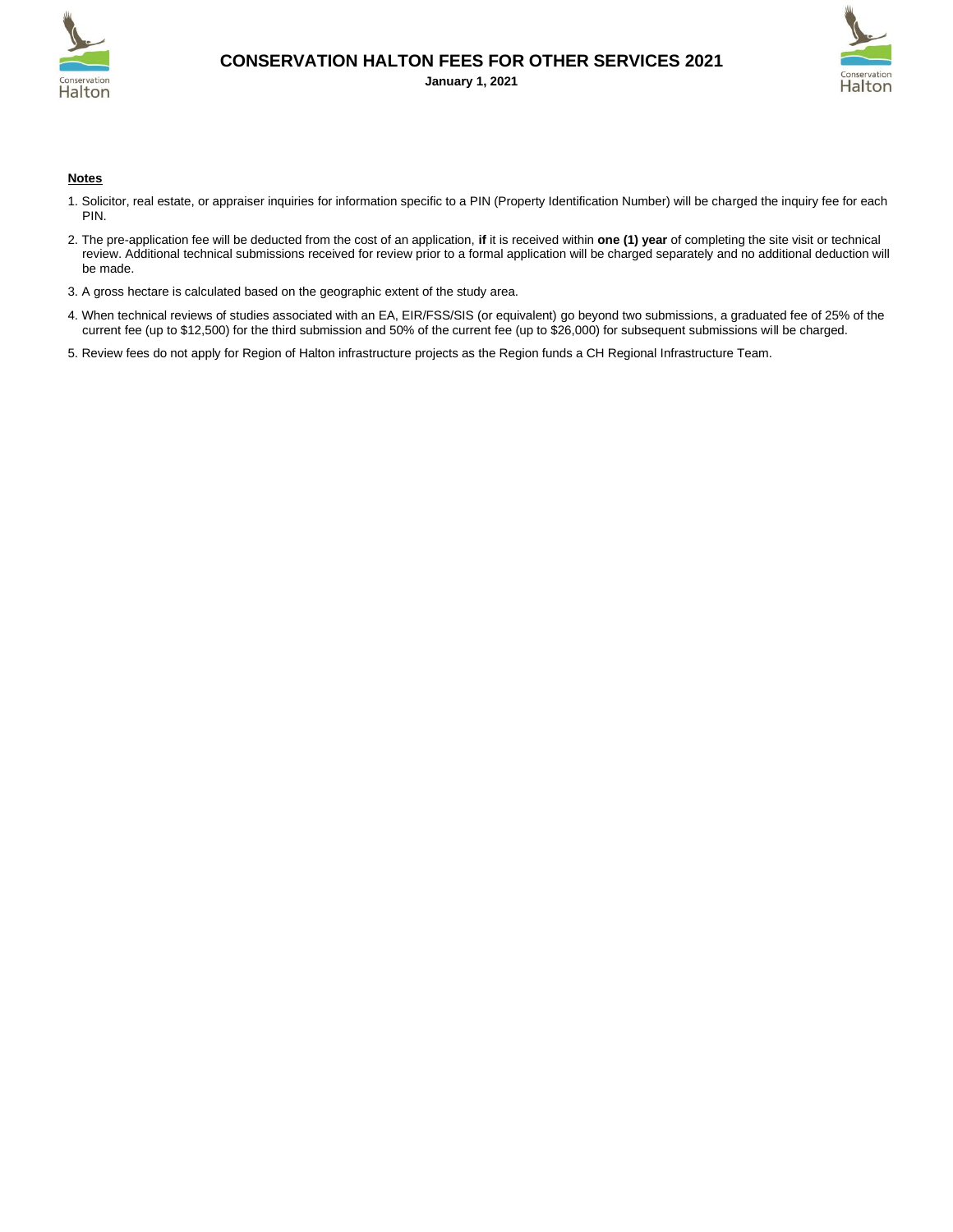# CONSERVATION HALTON FEES FOR OTHER SERVICES 2021

**January 1, 2021**

**Notes**

1. Solicitor, real estate, or appraiser inquiries for information specific to a PIN (Property Identification Number) will be charged the inquiry fee for each PIN.
2. The pre-application fee will be deducted from the cost of an application, **if** it is received within **one (1) year** of completing the site visit or technical review. Additional technical submissions received for review prior to a formal application will be charged separately and no additional deduction will be made.
3. A gross hectare is calculated based on the geographic extent of the study area.
4. When technical reviews of studies associated with an EA, EIR/FSS/SIS (or equivalent) go beyond two submissions, a graduated fee of 25% of the current fee (up to $12,500) for the third submission and 50% of the current fee (up to $26,000) for subsequent submissions will be charged.
5. Review fees do not apply for Region of Halton infrastructure projects as the Region funds a CH Regional Infrastructure Team.